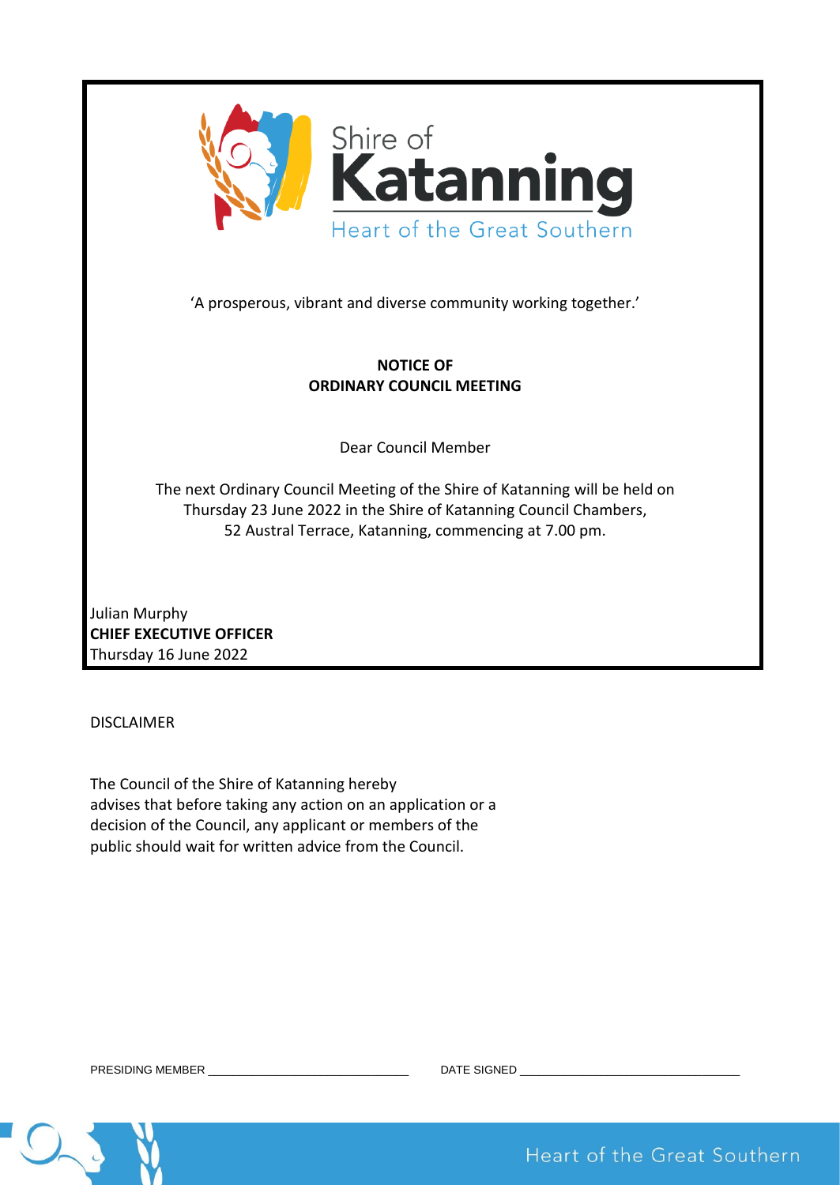Shire of
**Katanning**
Heart of the Great Southern

'A prosperous, vibrant and diverse community working together.'

**NOTICE OF**
**ORDINARY COUNCIL MEETING**

Dear Council Member

The next Ordinary Council Meeting of the Shire of Katanning will be held on Thursday 23 June 2022 in the Shire of Katanning Council Chambers, 52 Austral Terrace, Katanning, commencing at 7.00 pm.

Julian Murphy
**CHIEF EXECUTIVE OFFICER**
Thursday 16 June 2022

DISCLAIMER

The Council of the Shire of Katanning hereby advises that before taking any action on an application or a decision of the Council, any applicant or members of the public should wait for written advice from the Council.

PRESIDING MEMBER ______________________________ DATE SIGNED ________________________________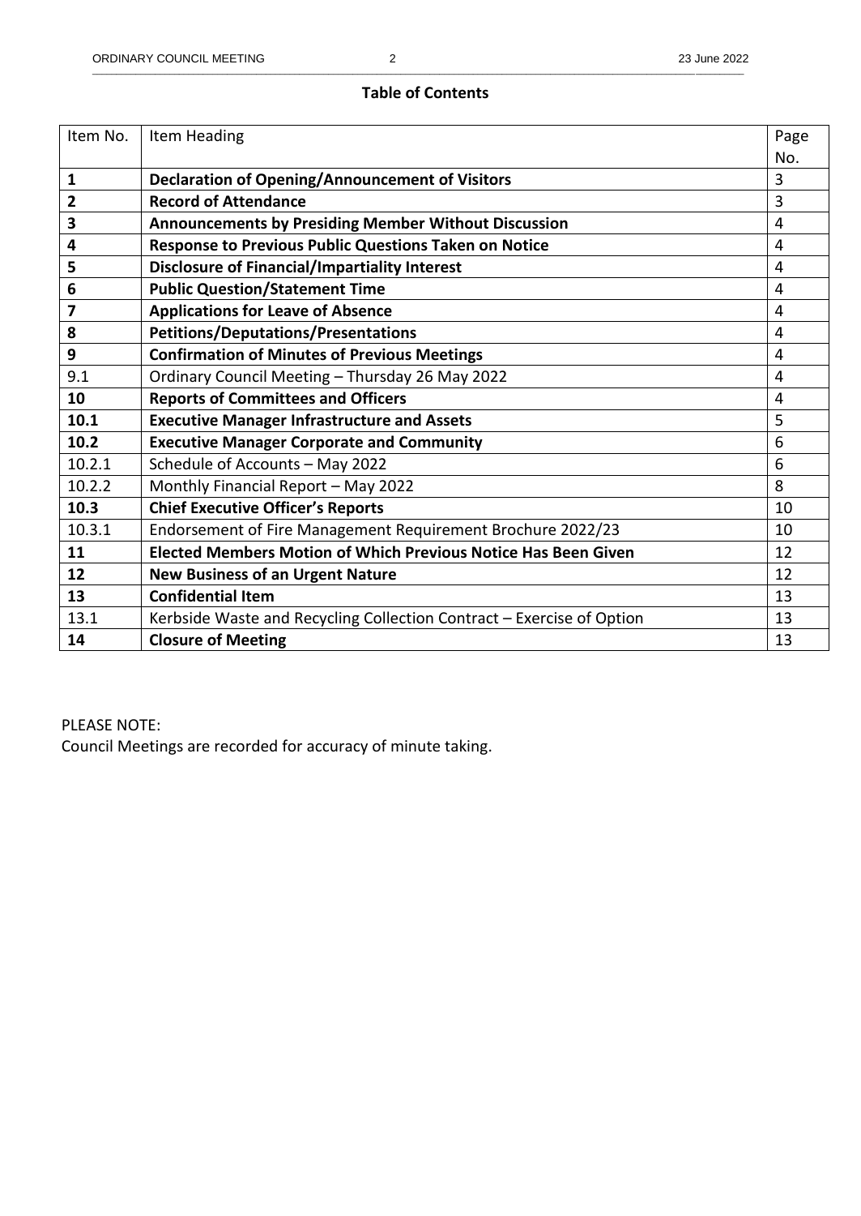## Table of Contents

| Item No. | Item Heading | Page No. |
|---|---|---|
| **1** | **Declaration of Opening/Announcement of Visitors** | 3 |
| **2** | **Record of Attendance** | 3 |
| **3** | **Announcements by Presiding Member Without Discussion** | 4 |
| **4** | **Response to Previous Public Questions Taken on Notice** | 4 |
| **5** | **Disclosure of Financial/Impartiality Interest** | 4 |
| **6** | **Public Question/Statement Time** | 4 |
| **7** | **Applications for Leave of Absence** | 4 |
| **8** | **Petitions/Deputations/Presentations** | 4 |
| **9** | **Confirmation of Minutes of Previous Meetings** | 4 |
| 9.1 | Ordinary Council Meeting – Thursday 26 May 2022 | 4 |
| **10** | **Reports of Committees and Officers** | 4 |
| **10.1** | **Executive Manager Infrastructure and Assets** | 5 |
| **10.2** | **Executive Manager Corporate and Community** | 6 |
| 10.2.1 | Schedule of Accounts – May 2022 | 6 |
| 10.2.2 | Monthly Financial Report – May 2022 | 8 |
| **10.3** | **Chief Executive Officer's Reports** | 10 |
| 10.3.1 | Endorsement of Fire Management Requirement Brochure 2022/23 | 10 |
| **11** | **Elected Members Motion of Which Previous Notice Has Been Given** | 12 |
| **12** | **New Business of an Urgent Nature** | 12 |
| **13** | **Confidential Item** | 13 |
| 13.1 | Kerbside Waste and Recycling Collection Contract – Exercise of Option | 13 |
| **14** | **Closure of Meeting** | 13 |

PLEASE NOTE:
Council Meetings are recorded for accuracy of minute taking.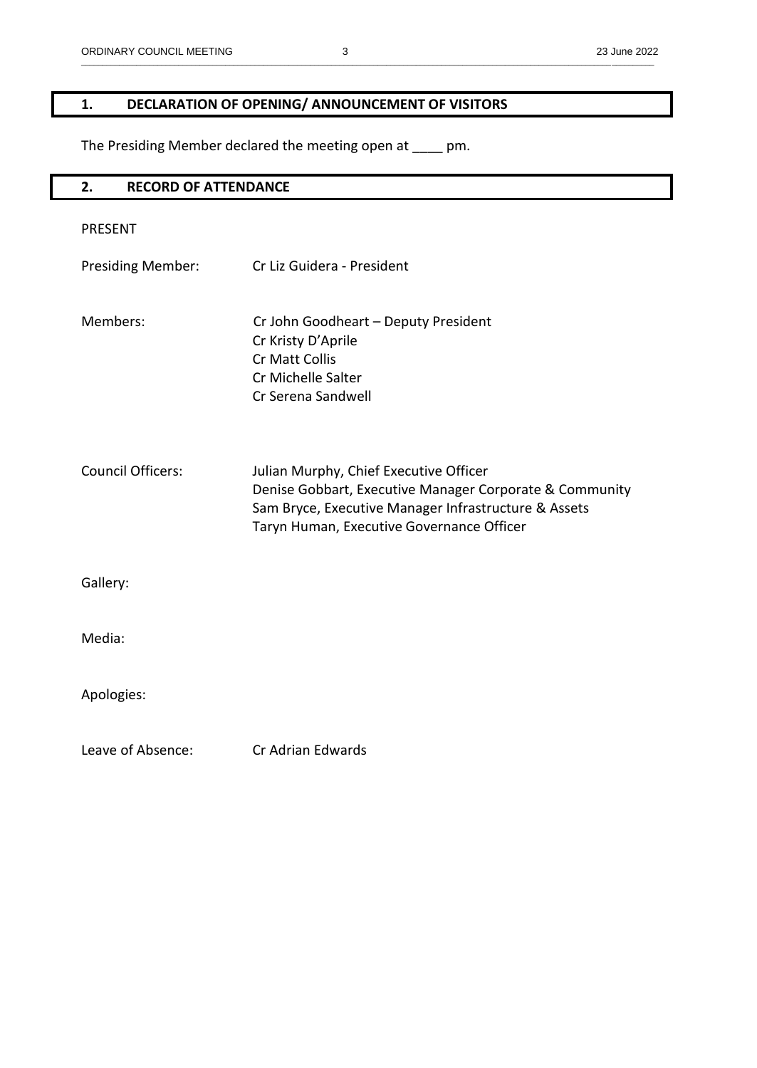## 1. DECLARATION OF OPENING/ ANNOUNCEMENT OF VISITORS

The Presiding Member declared the meeting open at ____ pm.

## 2. RECORD OF ATTENDANCE

PRESENT

Presiding Member: Cr Liz Guidera - President

Members:
Cr John Goodheart – Deputy President
Cr Kristy D'Aprile
Cr Matt Collis
Cr Michelle Salter
Cr Serena Sandwell

Council Officers:
Julian Murphy, Chief Executive Officer
Denise Gobbart, Executive Manager Corporate & Community
Sam Bryce, Executive Manager Infrastructure & Assets
Taryn Human, Executive Governance Officer

Gallery:

Media:

Apologies:

Leave of Absence: Cr Adrian Edwards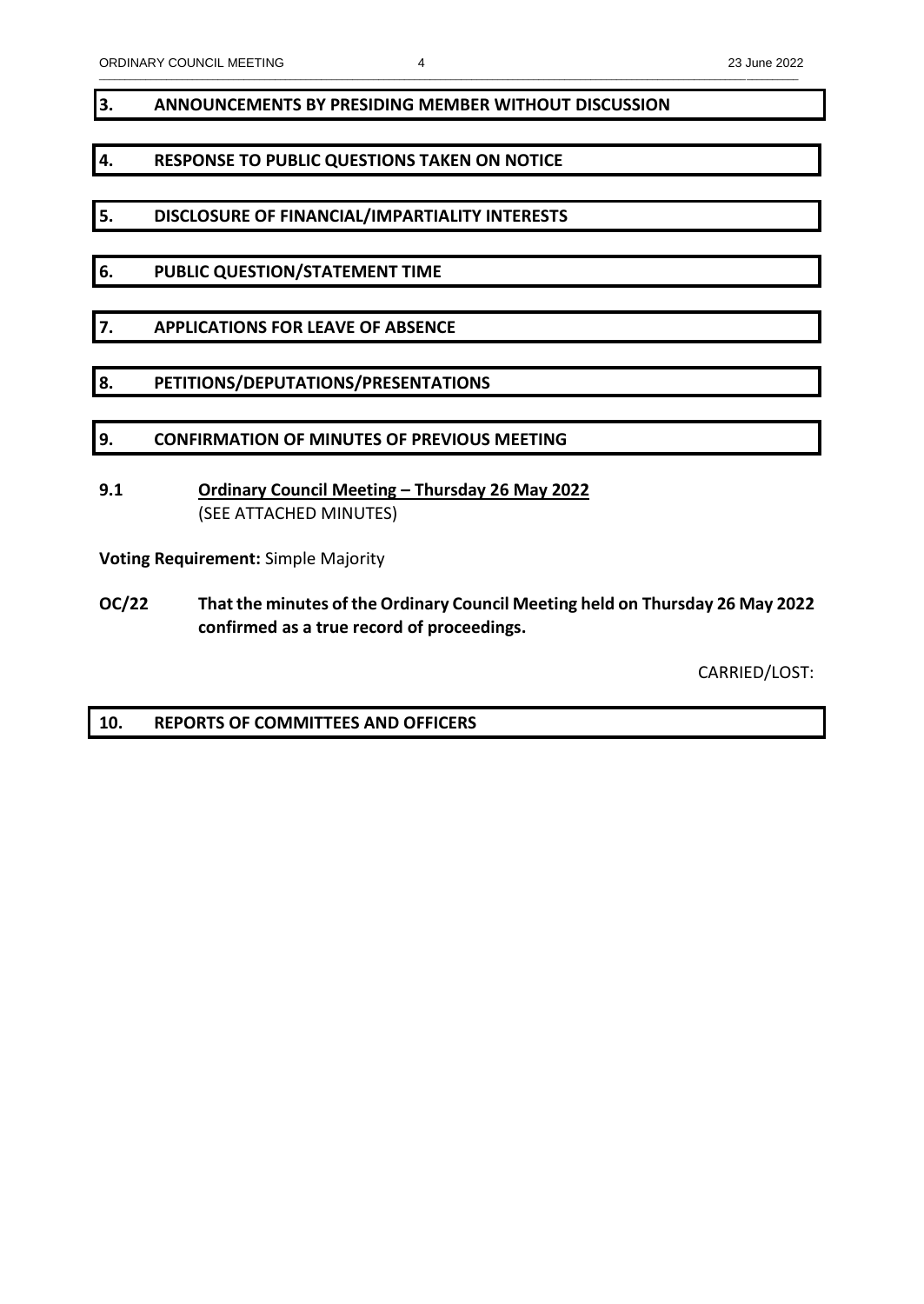## 3. ANNOUNCEMENTS BY PRESIDING MEMBER WITHOUT DISCUSSION

## 4. RESPONSE TO PUBLIC QUESTIONS TAKEN ON NOTICE

## 5. DISCLOSURE OF FINANCIAL/IMPARTIALITY INTERESTS

## 6. PUBLIC QUESTION/STATEMENT TIME

## 7. APPLICATIONS FOR LEAVE OF ABSENCE

## 8. PETITIONS/DEPUTATIONS/PRESENTATIONS

## 9. CONFIRMATION OF MINUTES OF PREVIOUS MEETING

### 9.1 Ordinary Council Meeting – Thursday 26 May 2022

(SEE ATTACHED MINUTES)

**Voting Requirement:** Simple Majority

**OC/22 That the minutes of the Ordinary Council Meeting held on Thursday 26 May 2022 confirmed as a true record of proceedings.**

CARRIED/LOST:

## 10. REPORTS OF COMMITTEES AND OFFICERS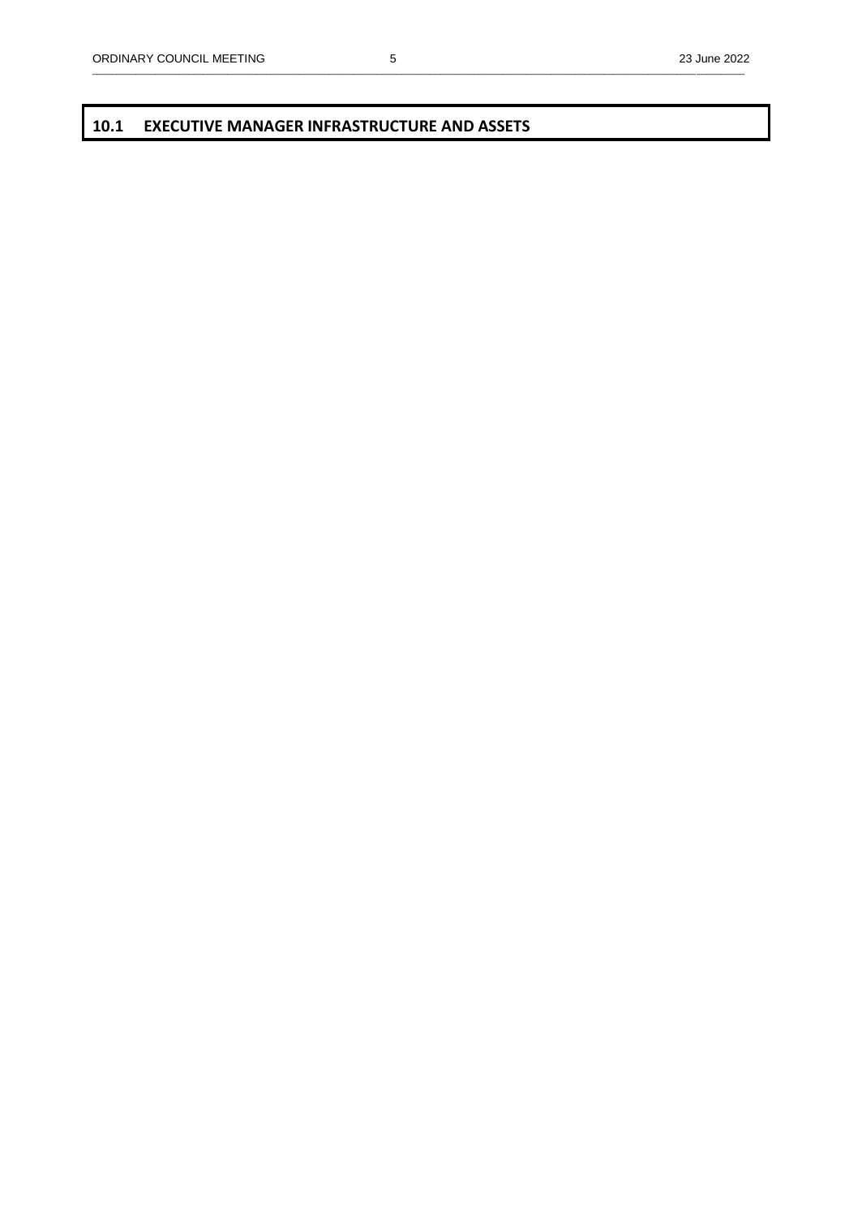## 10.1 EXECUTIVE MANAGER INFRASTRUCTURE AND ASSETS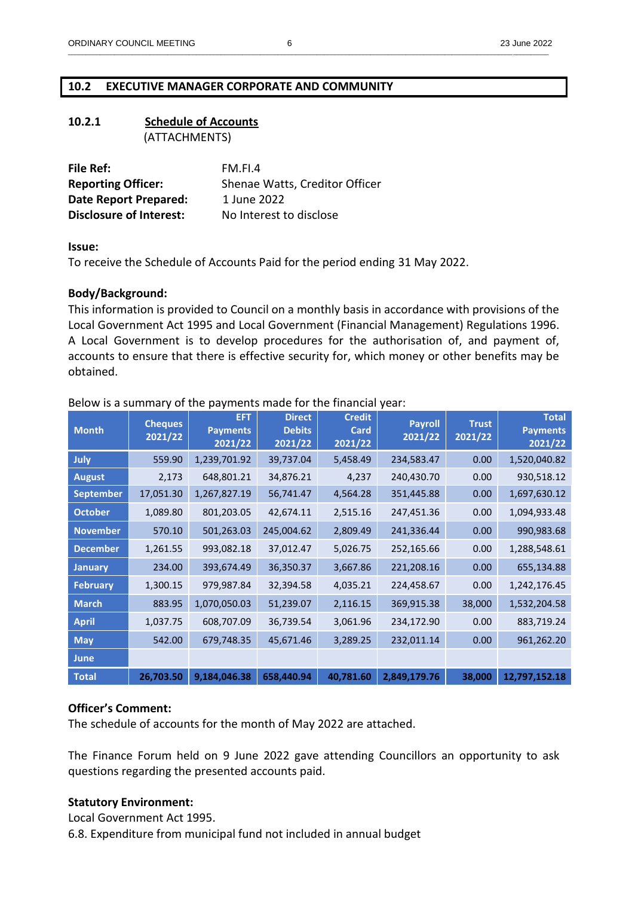## 10.2 EXECUTIVE MANAGER CORPORATE AND COMMUNITY

### 10.2.1 Schedule of Accounts

(ATTACHMENTS)

**File Ref:** FM.FI.4
**Reporting Officer:** Shenae Watts, Creditor Officer
**Date Report Prepared:** 1 June 2022
**Disclosure of Interest:** No Interest to disclose

**Issue:**
To receive the Schedule of Accounts Paid for the period ending 31 May 2022.

**Body/Background:**
This information is provided to Council on a monthly basis in accordance with provisions of the Local Government Act 1995 and Local Government (Financial Management) Regulations 1996. A Local Government is to develop procedures for the authorisation of, and payment of, accounts to ensure that there is effective security for, which money or other benefits may be obtained.

Below is a summary of the payments made for the financial year:

| Month | Cheques 2021/22 | EFT Payments 2021/22 | Direct Debits 2021/22 | Credit Card 2021/22 | Payroll 2021/22 | Trust 2021/22 | Total Payments 2021/22 |
|---|---|---|---|---|---|---|---|
| July | 559.90 | 1,239,701.92 | 39,737.04 | 5,458.49 | 234,583.47 | 0.00 | 1,520,040.82 |
| August | 2,173 | 648,801.21 | 34,876.21 | 4,237 | 240,430.70 | 0.00 | 930,518.12 |
| September | 17,051.30 | 1,267,827.19 | 56,741.47 | 4,564.28 | 351,445.88 | 0.00 | 1,697,630.12 |
| October | 1,089.80 | 801,203.05 | 42,674.11 | 2,515.16 | 247,451.36 | 0.00 | 1,094,933.48 |
| November | 570.10 | 501,263.03 | 245,004.62 | 2,809.49 | 241,336.44 | 0.00 | 990,983.68 |
| December | 1,261.55 | 993,082.18 | 37,012.47 | 5,026.75 | 252,165.66 | 0.00 | 1,288,548.61 |
| January | 234.00 | 393,674.49 | 36,350.37 | 3,667.86 | 221,208.16 | 0.00 | 655,134.88 |
| February | 1,300.15 | 979,987.84 | 32,394.58 | 4,035.21 | 224,458.67 | 0.00 | 1,242,176.45 |
| March | 883.95 | 1,070,050.03 | 51,239.07 | 2,116.15 | 369,915.38 | 38,000 | 1,532,204.58 |
| April | 1,037.75 | 608,707.09 | 36,739.54 | 3,061.96 | 234,172.90 | 0.00 | 883,719.24 |
| May | 542.00 | 679,748.35 | 45,671.46 | 3,289.25 | 232,011.14 | 0.00 | 961,262.20 |
| June | | | | | | | |
| **Total** | **26,703.50** | **9,184,046.38** | **658,440.94** | **40,781.60** | **2,849,179.76** | **38,000** | **12,797,152.18** |

**Officer's Comment:**
The schedule of accounts for the month of May 2022 are attached.

The Finance Forum held on 9 June 2022 gave attending Councillors an opportunity to ask questions regarding the presented accounts paid.

**Statutory Environment:**
Local Government Act 1995.
6.8. Expenditure from municipal fund not included in annual budget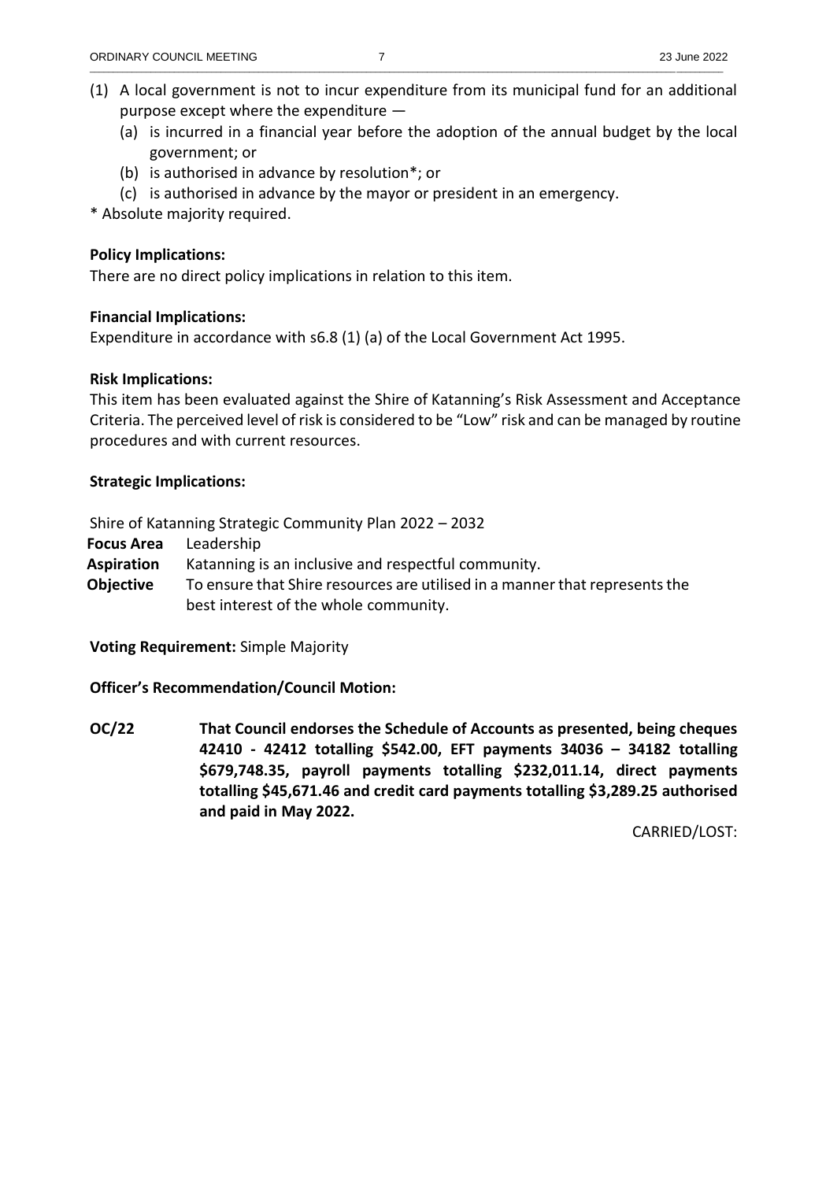(1) A local government is not to incur expenditure from its municipal fund for an additional purpose except where the expenditure —
    - (a) is incurred in a financial year before the adoption of the annual budget by the local government; or
    - (b) is authorised in advance by resolution*; or
    - (c) is authorised in advance by the mayor or president in an emergency.

* Absolute majority required.

**Policy Implications:**
There are no direct policy implications in relation to this item.

**Financial Implications:**
Expenditure in accordance with s6.8 (1) (a) of the Local Government Act 1995.

**Risk Implications:**
This item has been evaluated against the Shire of Katanning's Risk Assessment and Acceptance Criteria. The perceived level of risk is considered to be "Low" risk and can be managed by routine procedures and with current resources.

**Strategic Implications:**

Shire of Katanning Strategic Community Plan 2022 – 2032

| | |
|---|---|
| **Focus Area** | Leadership |
| **Aspiration** | Katanning is an inclusive and respectful community. |
| **Objective** | To ensure that Shire resources are utilised in a manner that represents the best interest of the whole community. |

**Voting Requirement:** Simple Majority

**Officer's Recommendation/Council Motion:**

**OC/22** **That Council endorses the Schedule of Accounts as presented, being cheques 42410 - 42412 totalling $542.00, EFT payments 34036 – 34182 totalling $679,748.35, payroll payments totalling $232,011.14, direct payments totalling $45,671.46 and credit card payments totalling $3,289.25 authorised and paid in May 2022.**

CARRIED/LOST: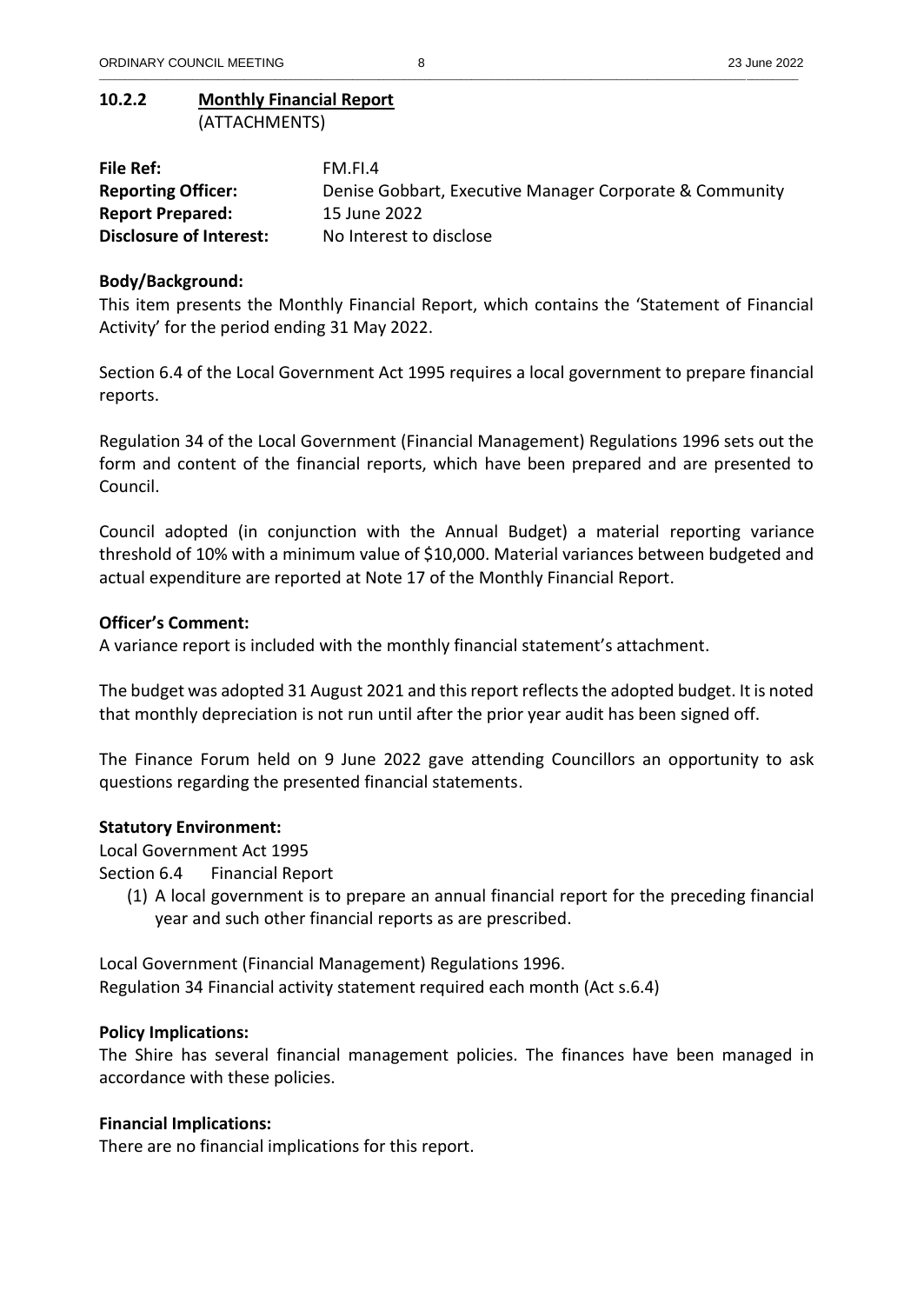### 10.2.2 Monthly Financial Report

(ATTACHMENTS)

| | |
|---|---|
| **File Ref:** | FM.FI.4 |
| **Reporting Officer:** | Denise Gobbart, Executive Manager Corporate & Community |
| **Report Prepared:** | 15 June 2022 |
| **Disclosure of Interest:** | No Interest to disclose |

**Body/Background:**

This item presents the Monthly Financial Report, which contains the 'Statement of Financial Activity' for the period ending 31 May 2022.

Section 6.4 of the Local Government Act 1995 requires a local government to prepare financial reports.

Regulation 34 of the Local Government (Financial Management) Regulations 1996 sets out the form and content of the financial reports, which have been prepared and are presented to Council.

Council adopted (in conjunction with the Annual Budget) a material reporting variance threshold of 10% with a minimum value of $10,000. Material variances between budgeted and actual expenditure are reported at Note 17 of the Monthly Financial Report.

**Officer's Comment:**

A variance report is included with the monthly financial statement's attachment.

The budget was adopted 31 August 2021 and this report reflects the adopted budget. It is noted that monthly depreciation is not run until after the prior year audit has been signed off.

The Finance Forum held on 9 June 2022 gave attending Councillors an opportunity to ask questions regarding the presented financial statements.

**Statutory Environment:**

Local Government Act 1995

Section 6.4 Financial Report

(1) A local government is to prepare an annual financial report for the preceding financial year and such other financial reports as are prescribed.

Local Government (Financial Management) Regulations 1996.
Regulation 34 Financial activity statement required each month (Act s.6.4)

**Policy Implications:**

The Shire has several financial management policies. The finances have been managed in accordance with these policies.

**Financial Implications:**

There are no financial implications for this report.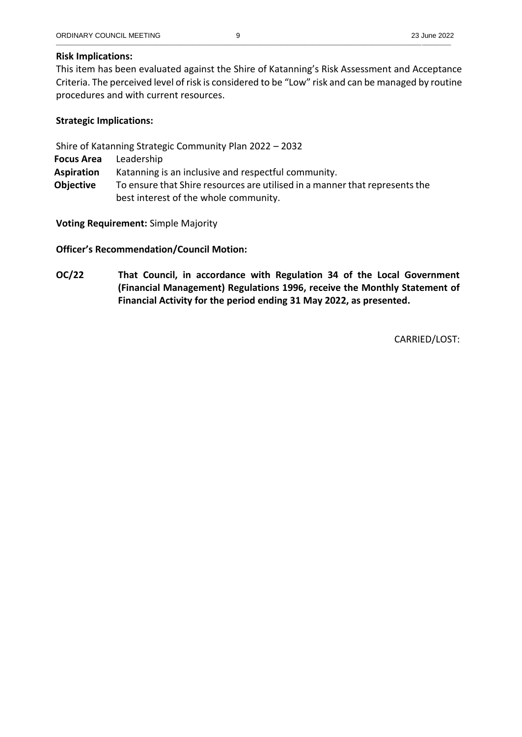**Risk Implications:**

This item has been evaluated against the Shire of Katanning's Risk Assessment and Acceptance Criteria. The perceived level of risk is considered to be "Low" risk and can be managed by routine procedures and with current resources.

**Strategic Implications:**

Shire of Katanning Strategic Community Plan 2022 – 2032

**Focus Area** Leadership

**Aspiration** Katanning is an inclusive and respectful community.

**Objective** To ensure that Shire resources are utilised in a manner that represents the best interest of the whole community.

**Voting Requirement:** Simple Majority

**Officer's Recommendation/Council Motion:**

**OC/22 That Council, in accordance with Regulation 34 of the Local Government (Financial Management) Regulations 1996, receive the Monthly Statement of Financial Activity for the period ending 31 May 2022, as presented.**

CARRIED/LOST: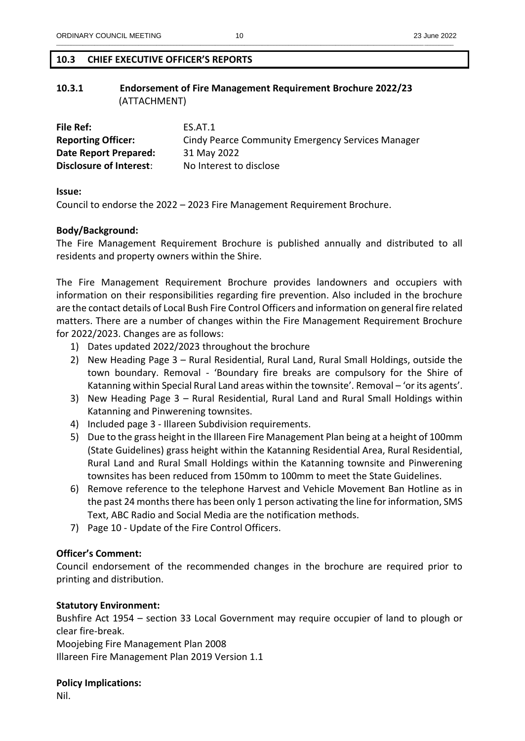## 10.3 CHIEF EXECUTIVE OFFICER'S REPORTS

### 10.3.1 Endorsement of Fire Management Requirement Brochure 2022/23
(ATTACHMENT)

| | |
|---|---|
| **File Ref:** | ES.AT.1 |
| **Reporting Officer:** | Cindy Pearce Community Emergency Services Manager |
| **Date Report Prepared:** | 31 May 2022 |
| **Disclosure of Interest**: | No Interest to disclose |

**Issue:**
Council to endorse the 2022 – 2023 Fire Management Requirement Brochure.

**Body/Background:**
The Fire Management Requirement Brochure is published annually and distributed to all residents and property owners within the Shire.

The Fire Management Requirement Brochure provides landowners and occupiers with information on their responsibilities regarding fire prevention. Also included in the brochure are the contact details of Local Bush Fire Control Officers and information on general fire related matters. There are a number of changes within the Fire Management Requirement Brochure for 2022/2023. Changes are as follows:

1) Dates updated 2022/2023 throughout the brochure
2) New Heading Page 3 – Rural Residential, Rural Land, Rural Small Holdings, outside the town boundary. Removal - 'Boundary fire breaks are compulsory for the Shire of Katanning within Special Rural Land areas within the townsite'. Removal – 'or its agents'.
3) New Heading Page 3 – Rural Residential, Rural Land and Rural Small Holdings within Katanning and Pinwerening townsites.
4) Included page 3 - Illareen Subdivision requirements.
5) Due to the grass height in the Illareen Fire Management Plan being at a height of 100mm (State Guidelines) grass height within the Katanning Residential Area, Rural Residential, Rural Land and Rural Small Holdings within the Katanning townsite and Pinwerening townsites has been reduced from 150mm to 100mm to meet the State Guidelines.
6) Remove reference to the telephone Harvest and Vehicle Movement Ban Hotline as in the past 24 months there has been only 1 person activating the line for information, SMS Text, ABC Radio and Social Media are the notification methods.
7) Page 10 - Update of the Fire Control Officers.

**Officer's Comment:**
Council endorsement of the recommended changes in the brochure are required prior to printing and distribution.

**Statutory Environment:**
Bushfire Act 1954 – section 33 Local Government may require occupier of land to plough or clear fire-break.
Moojebing Fire Management Plan 2008
Illareen Fire Management Plan 2019 Version 1.1

**Policy Implications:**
Nil.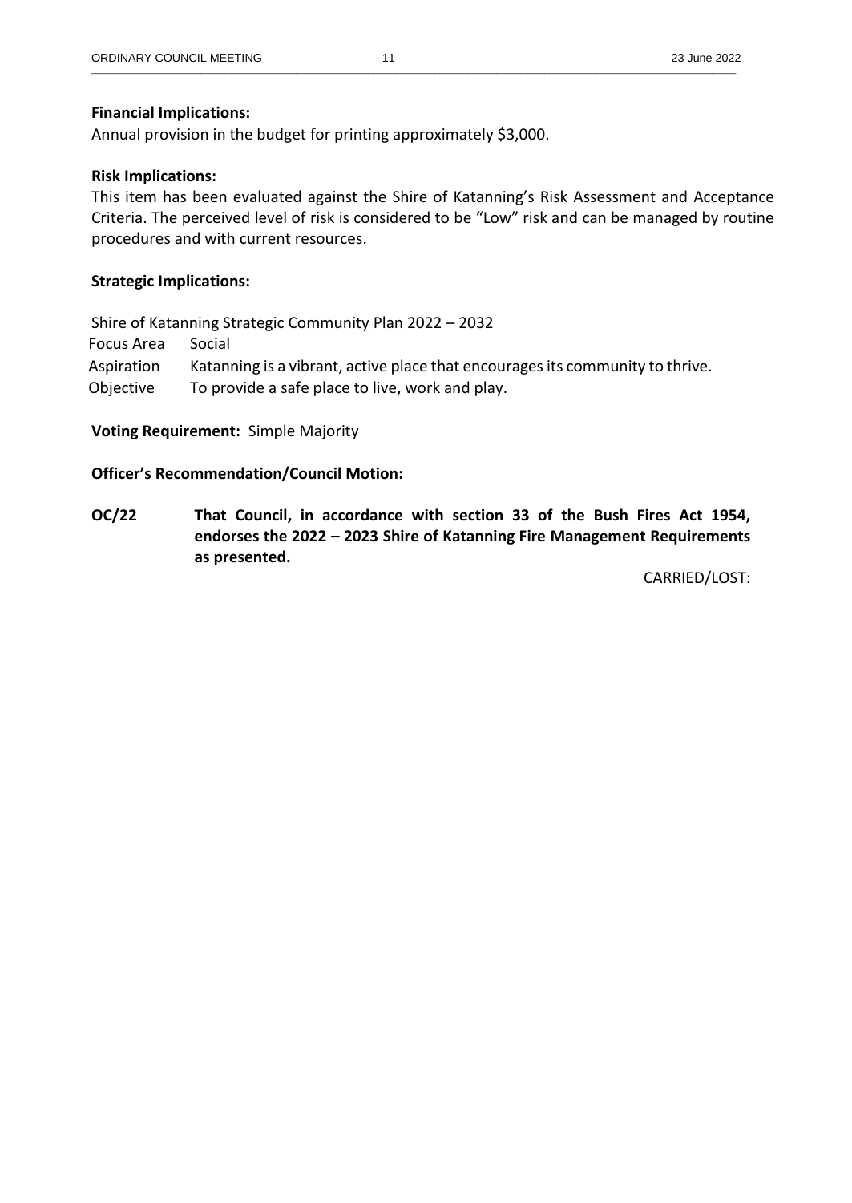**Financial Implications:**
Annual provision in the budget for printing approximately $3,000.

**Risk Implications:**
This item has been evaluated against the Shire of Katanning's Risk Assessment and Acceptance Criteria. The perceived level of risk is considered to be "Low" risk and can be managed by routine procedures and with current resources.

**Strategic Implications:**

Shire of Katanning Strategic Community Plan 2022 – 2032

| | |
|---|---|
| Focus Area | Social |
| Aspiration | Katanning is a vibrant, active place that encourages its community to thrive. |
| Objective | To provide a safe place to live, work and play. |

**Voting Requirement:** Simple Majority

**Officer's Recommendation/Council Motion:**

**OC/22 That Council, in accordance with section 33 of the Bush Fires Act 1954, endorses the 2022 – 2023 Shire of Katanning Fire Management Requirements as presented.**

CARRIED/LOST: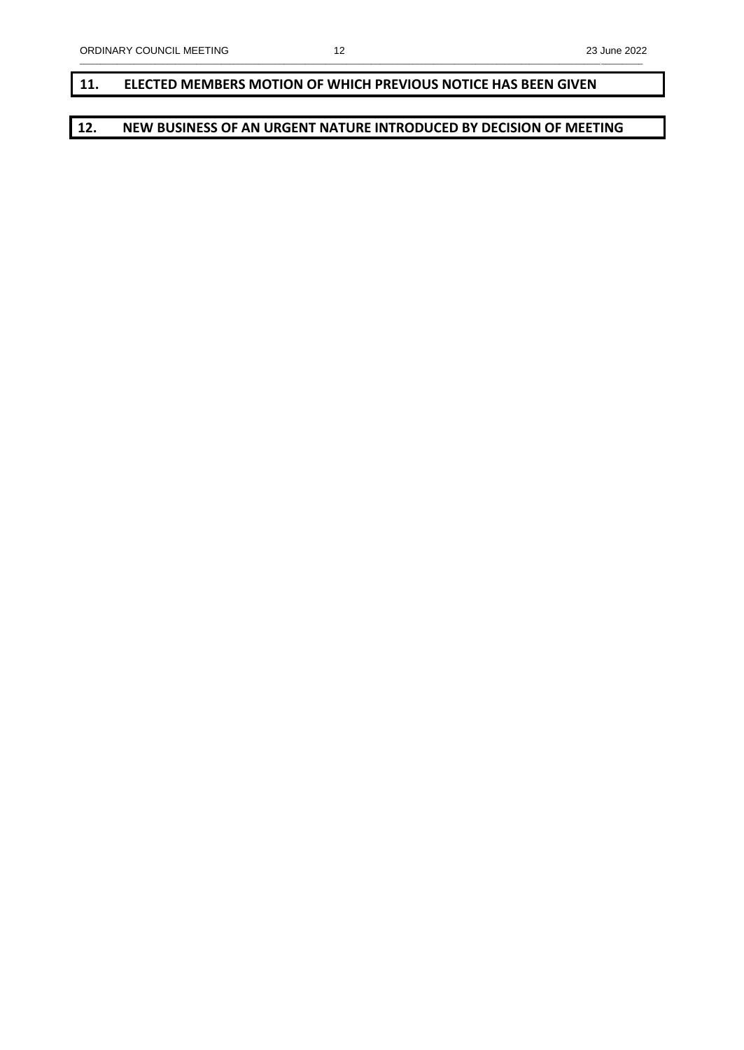## 11. ELECTED MEMBERS MOTION OF WHICH PREVIOUS NOTICE HAS BEEN GIVEN

## 12. NEW BUSINESS OF AN URGENT NATURE INTRODUCED BY DECISION OF MEETING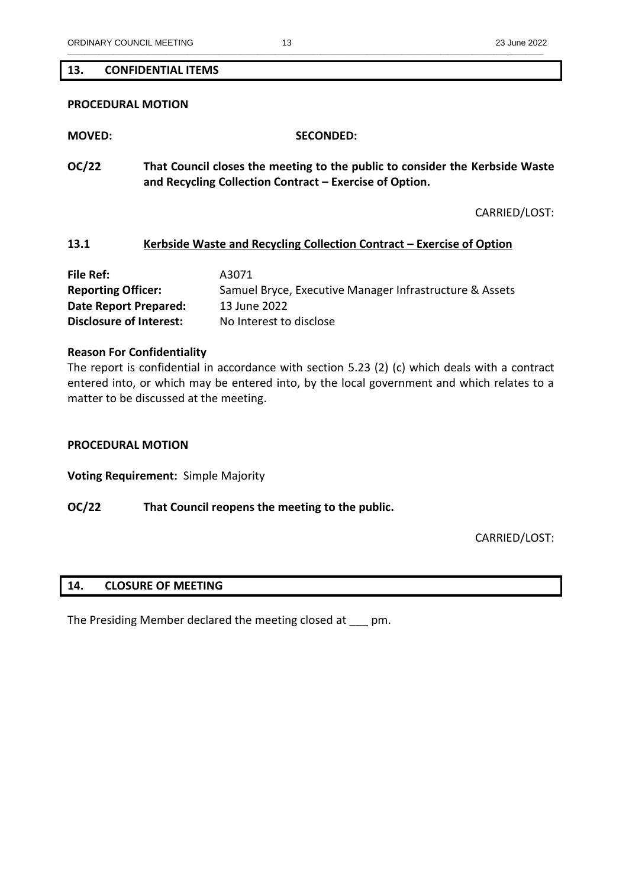## 13. CONFIDENTIAL ITEMS

**PROCEDURAL MOTION**

**MOVED:** **SECONDED:**

**OC/22 That Council closes the meeting to the public to consider the Kerbside Waste and Recycling Collection Contract – Exercise of Option.**

CARRIED/LOST:

### 13.1 Kerbside Waste and Recycling Collection Contract – Exercise of Option

| | |
|---|---|
| **File Ref:** | A3071 |
| **Reporting Officer:** | Samuel Bryce, Executive Manager Infrastructure & Assets |
| **Date Report Prepared:** | 13 June 2022 |
| **Disclosure of Interest:** | No Interest to disclose |

**Reason For Confidentiality**

The report is confidential in accordance with section 5.23 (2) (c) which deals with a contract entered into, or which may be entered into, by the local government and which relates to a matter to be discussed at the meeting.

**PROCEDURAL MOTION**

**Voting Requirement:** Simple Majority

**OC/22 That Council reopens the meeting to the public.**

CARRIED/LOST:

## 14. CLOSURE OF MEETING

The Presiding Member declared the meeting closed at ___ pm.